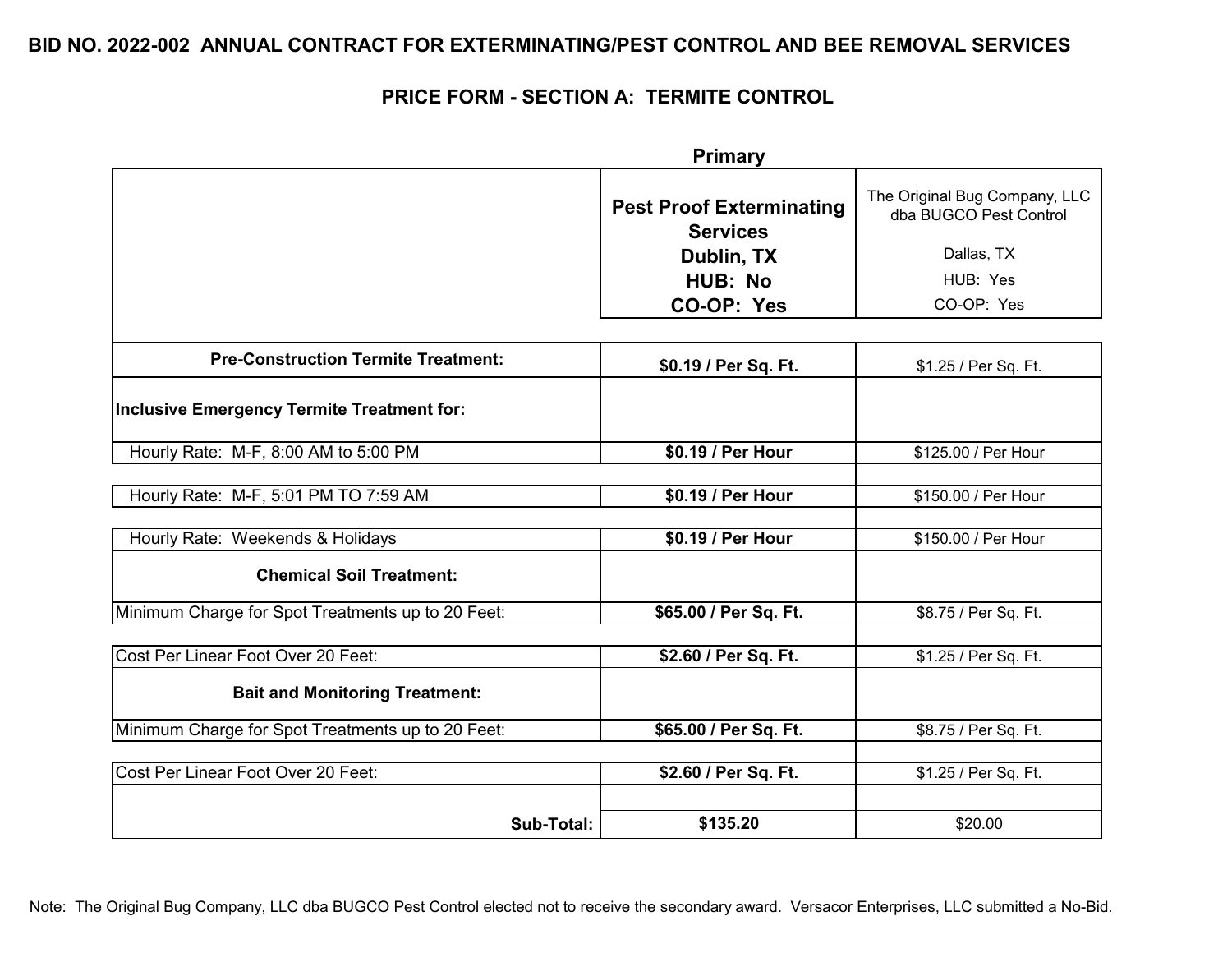# BID NO. 2022-002 ANNUAL CONTRACT FOR EXTERMINATING/PEST CONTROL AND BEE REMOVAL SERVICES

## PRICE FORM - SECTION A: TERMITE CONTROL

| | **Primary**<br>**Pest Proof Exterminating Services**<br>**Dublin, TX**<br>**HUB: No**<br>**CO-OP: Yes** | The Original Bug Company, LLC dba BUGCO Pest Control<br>Dallas, TX<br>HUB: Yes<br>CO-OP: Yes |
|---|---|---|
| **Pre-Construction Termite Treatment:** | **$0.19 / Per Sq. Ft.** | $1.25 / Per Sq. Ft. |
| **Inclusive Emergency Termite Treatment for:** | | |
| Hourly Rate: M-F, 8:00 AM to 5:00 PM | **$0.19 / Per Hour** | $125.00 / Per Hour |
| Hourly Rate: M-F, 5:01 PM TO 7:59 AM | **$0.19 / Per Hour** | $150.00 / Per Hour |
| Hourly Rate: Weekends & Holidays | **$0.19 / Per Hour** | $150.00 / Per Hour |
| **Chemical Soil Treatment:** | | |
| Minimum Charge for Spot Treatments up to 20 Feet: | **$65.00 / Per Sq. Ft.** | $8.75 / Per Sq. Ft. |
| Cost Per Linear Foot Over 20 Feet: | **$2.60 / Per Sq. Ft.** | $1.25 / Per Sq. Ft. |
| **Bait and Monitoring Treatment:** | | |
| Minimum Charge for Spot Treatments up to 20 Feet: | **$65.00 / Per Sq. Ft.** | $8.75 / Per Sq. Ft. |
| Cost Per Linear Foot Over 20 Feet: | **$2.60 / Per Sq. Ft.** | $1.25 / Per Sq. Ft. |
| **Sub-Total:** | **$135.20** | $20.00 |

Note: The Original Bug Company, LLC dba BUGCO Pest Control elected not to receive the secondary award. Versacor Enterprises, LLC submitted a No-Bid.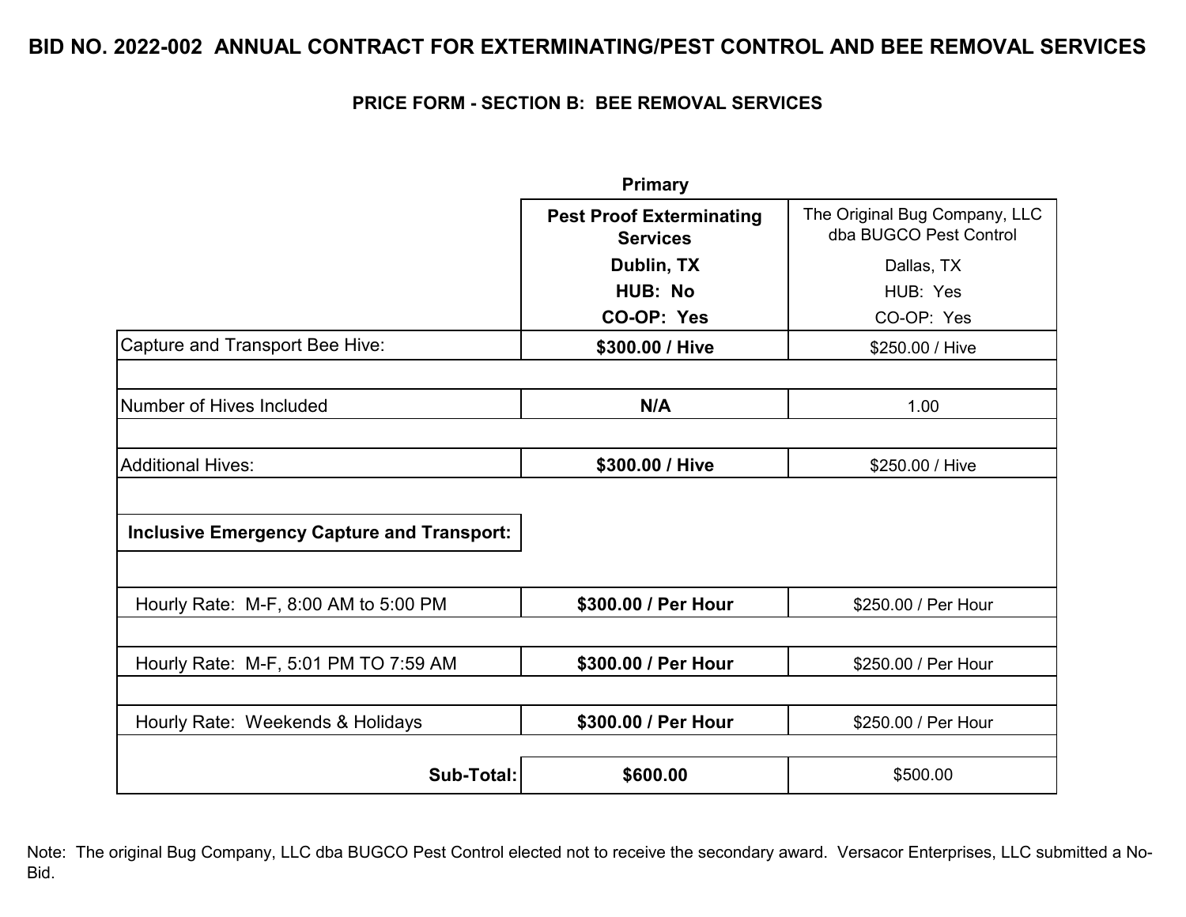# BID NO. 2022-002 ANNUAL CONTRACT FOR EXTERMINATING/PEST CONTROL AND BEE REMOVAL SERVICES

## PRICE FORM - SECTION B: BEE REMOVAL SERVICES

| | Primary | |
|---|---|---|
| | **Pest Proof Exterminating Services**<br>**Dublin, TX**<br>**HUB: No**<br>**CO-OP: Yes** | The Original Bug Company, LLC dba BUGCO Pest Control<br>Dallas, TX<br>HUB: Yes<br>CO-OP: Yes |
| Capture and Transport Bee Hive: | **$300.00 / Hive** | $250.00 / Hive |
| Number of Hives Included | **N/A** | 1.00 |
| Additional Hives: | **$300.00 / Hive** | $250.00 / Hive |
| **Inclusive Emergency Capture and Transport:** | | |
| Hourly Rate: M-F, 8:00 AM to 5:00 PM | **$300.00 / Per Hour** | $250.00 / Per Hour |
| Hourly Rate: M-F, 5:01 PM TO 7:59 AM | **$300.00 / Per Hour** | $250.00 / Per Hour |
| Hourly Rate: Weekends & Holidays | **$300.00 / Per Hour** | $250.00 / Per Hour |
| **Sub-Total:** | **$600.00** | $500.00 |

Note: The original Bug Company, LLC dba BUGCO Pest Control elected not to receive the secondary award. Versacor Enterprises, LLC submitted a No-Bid.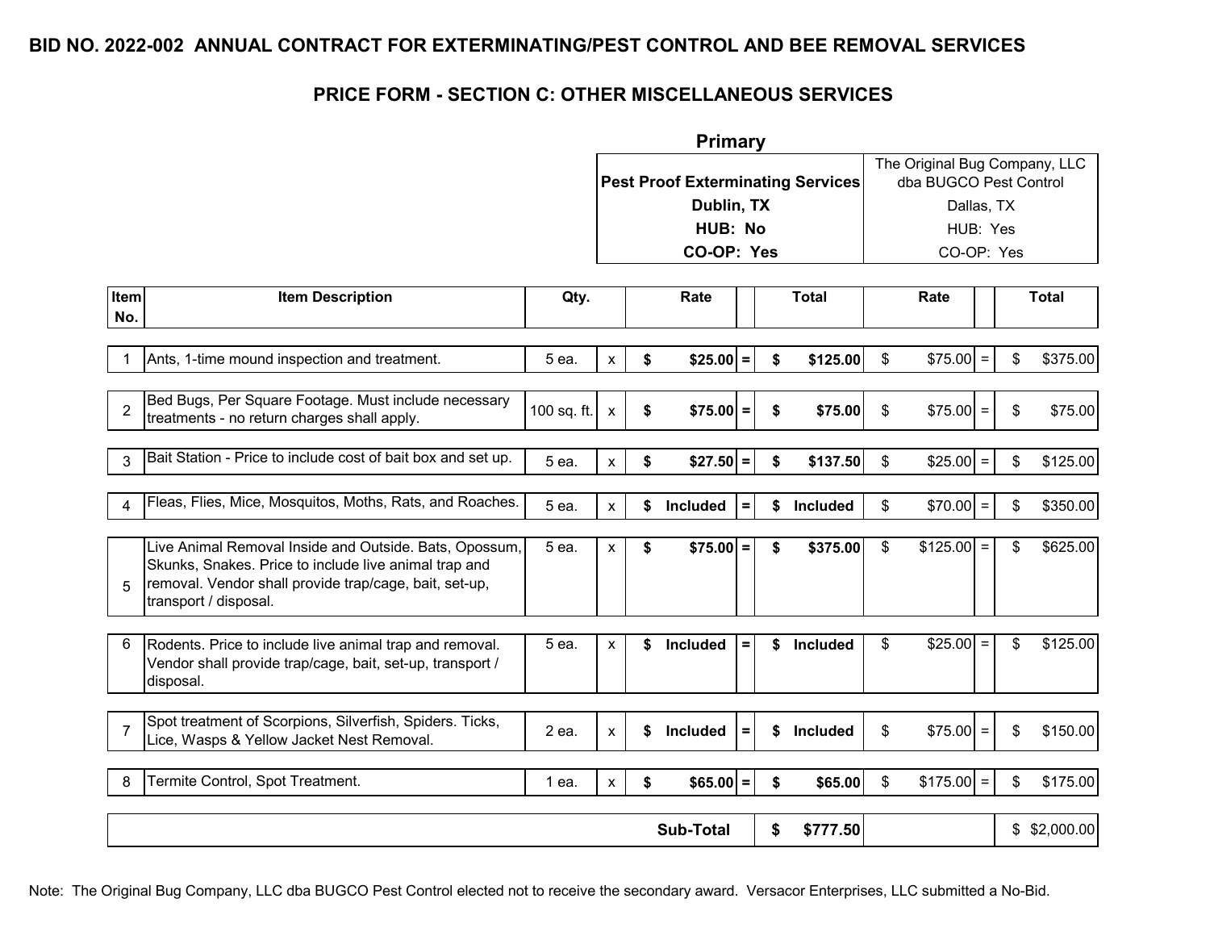# BID NO. 2022-002 ANNUAL CONTRACT FOR EXTERMINATING/PEST CONTROL AND BEE REMOVAL SERVICES

## PRICE FORM - SECTION C: OTHER MISCELLANEOUS SERVICES

| | | | | **Primary** | | | | | |
|---|---|---|---|---|---|---|---|---|---|
| | | | | **Pest Proof Exterminating Services**<br>**Dublin, TX**<br>**HUB: No**<br>**CO-OP: Yes** | | | The Original Bug Company, LLC dba BUGCO Pest Control<br>Dallas, TX<br>HUB: Yes<br>CO-OP: Yes | | |
| **Item No.** | **Item Description** | **Qty.** | | **Rate** | | **Total** | **Rate** | | **Total** |
| 1 | Ants, 1-time mound inspection and treatment. | 5 ea. | x | **$25.00** | = | **$125.00** | $75.00 | = | $375.00 |
| 2 | Bed Bugs, Per Square Footage. Must include necessary treatments - no return charges shall apply. | 100 sq. ft. | x | **$75.00** | = | **$75.00** | $75.00 | = | $75.00 |
| 3 | Bait Station - Price to include cost of bait box and set up. | 5 ea. | x | **$27.50** | = | **$137.50** | $25.00 | = | $125.00 |
| 4 | Fleas, Flies, Mice, Mosquitos, Moths, Rats, and Roaches. | 5 ea. | x | **$ Included** | = | **$ Included** | $70.00 | = | $350.00 |
| 5 | Live Animal Removal Inside and Outside. Bats, Opossum, Skunks, Snakes. Price to include live animal trap and removal. Vendor shall provide trap/cage, bait, set-up, transport / disposal. | 5 ea. | x | **$75.00** | = | **$375.00** | $125.00 | = | $625.00 |
| 6 | Rodents. Price to include live animal trap and removal. Vendor shall provide trap/cage, bait, set-up, transport / disposal. | 5 ea. | x | **$ Included** | = | **$ Included** | $25.00 | = | $125.00 |
| 7 | Spot treatment of Scorpions, Silverfish, Spiders. Ticks, Lice, Wasps & Yellow Jacket Nest Removal. | 2 ea. | x | **$ Included** | = | **$ Included** | $75.00 | = | $150.00 |
| 8 | Termite Control, Spot Treatment. | 1 ea. | x | **$65.00** | = | **$65.00** | $175.00 | = | $175.00 |
| | | | | **Sub-Total** | | **$777.50** | | | $2,000.00 |

Note: The Original Bug Company, LLC dba BUGCO Pest Control elected not to receive the secondary award. Versacor Enterprises, LLC submitted a No-Bid.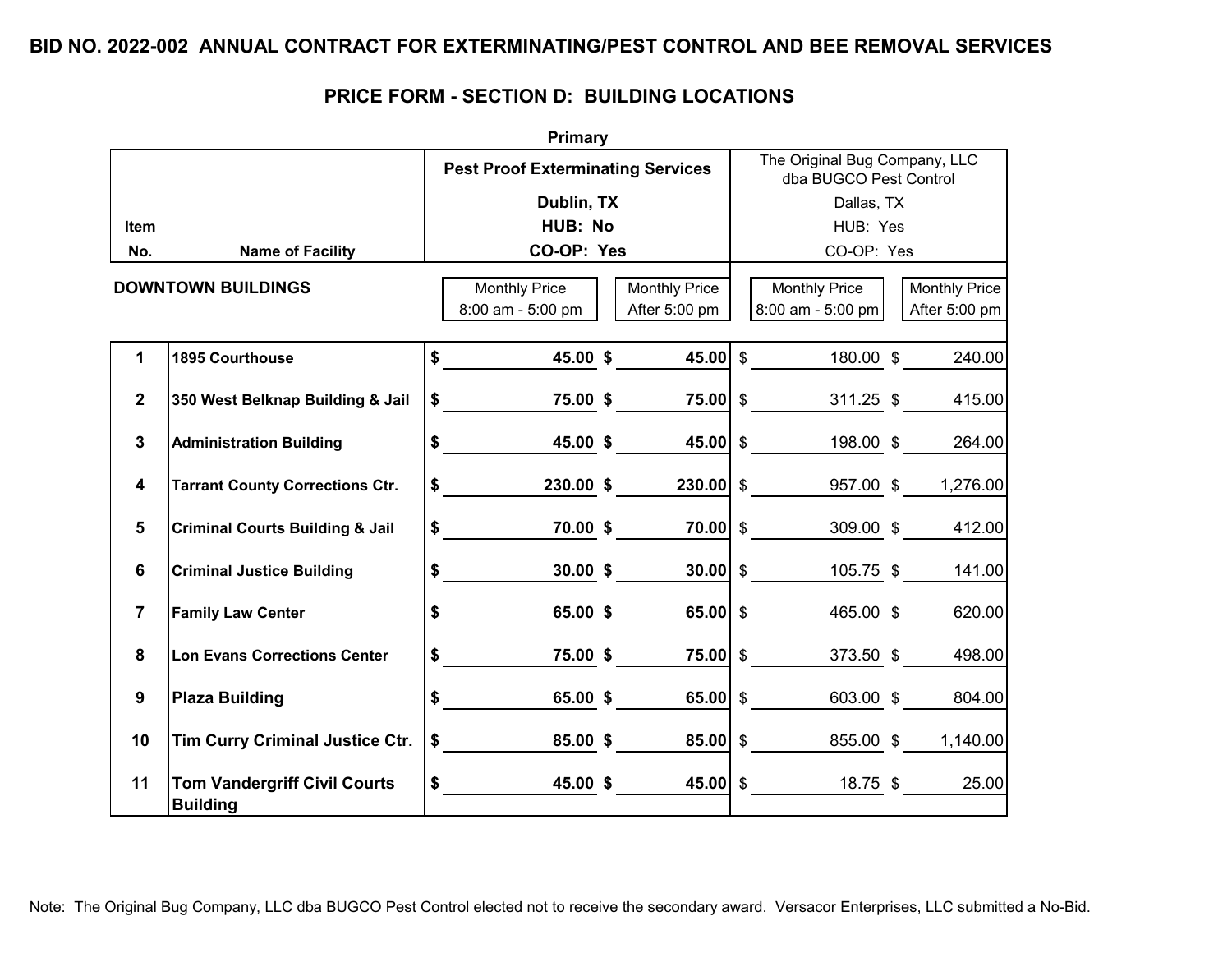# BID NO. 2022-002 ANNUAL CONTRACT FOR EXTERMINATING/PEST CONTROL AND BEE REMOVAL SERVICES

## PRICE FORM - SECTION D: BUILDING LOCATIONS

| | | Primary | | | |
|---|---|---|---|---|---|
| | | **Pest Proof Exterminating Services** | | The Original Bug Company, LLC dba BUGCO Pest Control | |
| | | **Dublin, TX** | | Dallas, TX | |
| **Item** | | **HUB: No** | | HUB: Yes | |
| **No.** | **Name of Facility** | **CO-OP: Yes** | | CO-OP: Yes | |
| **DOWNTOWN BUILDINGS** | | Monthly Price 8:00 am - 5:00 pm | Monthly Price After 5:00 pm | Monthly Price 8:00 am - 5:00 pm | Monthly Price After 5:00 pm |
| **1** | **1895 Courthouse** | **$ 45.00** | **$ 45.00** | $ 180.00 | $ 240.00 |
| **2** | **350 West Belknap Building & Jail** | **$ 75.00** | **$ 75.00** | $ 311.25 | $ 415.00 |
| **3** | **Administration Building** | **$ 45.00** | **$ 45.00** | $ 198.00 | $ 264.00 |
| **4** | **Tarrant County Corrections Ctr.** | **$ 230.00** | **$ 230.00** | $ 957.00 | $ 1,276.00 |
| **5** | **Criminal Courts Building & Jail** | **$ 70.00** | **$ 70.00** | $ 309.00 | $ 412.00 |
| **6** | **Criminal Justice Building** | **$ 30.00** | **$ 30.00** | $ 105.75 | $ 141.00 |
| **7** | **Family Law Center** | **$ 65.00** | **$ 65.00** | $ 465.00 | $ 620.00 |
| **8** | **Lon Evans Corrections Center** | **$ 75.00** | **$ 75.00** | $ 373.50 | $ 498.00 |
| **9** | **Plaza Building** | **$ 65.00** | **$ 65.00** | $ 603.00 | $ 804.00 |
| **10** | **Tim Curry Criminal Justice Ctr.** | **$ 85.00** | **$ 85.00** | $ 855.00 | $ 1,140.00 |
| **11** | **Tom Vandergriff Civil Courts Building** | **$ 45.00** | **$ 45.00** | $ 18.75 | $ 25.00 |

Note: The Original Bug Company, LLC dba BUGCO Pest Control elected not to receive the secondary award. Versacor Enterprises, LLC submitted a No-Bid.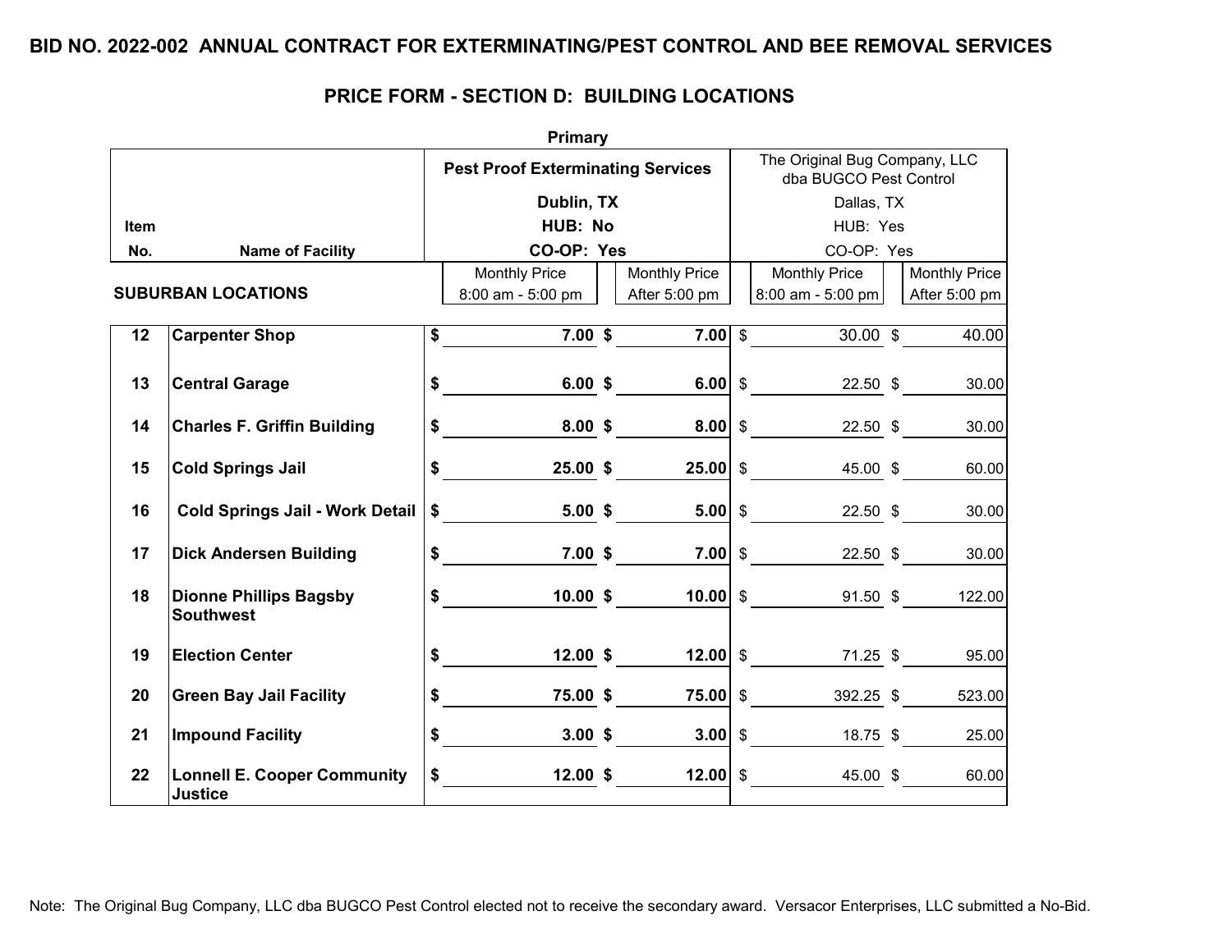# BID NO. 2022-002 ANNUAL CONTRACT FOR EXTERMINATING/PEST CONTROL AND BEE REMOVAL SERVICES

## PRICE FORM - SECTION D: BUILDING LOCATIONS

| | | Primary | | | |
|---|---|---|---|---|---|
| | | **Pest Proof Exterminating Services** | | The Original Bug Company, LLC dba BUGCO Pest Control | |
| | | **Dublin, TX** | | Dallas, TX | |
| **Item** | | **HUB: No** | | HUB: Yes | |
| **No.** | **Name of Facility** | **CO-OP: Yes** | | CO-OP: Yes | |
| **SUBURBAN LOCATIONS** | | Monthly Price 8:00 am - 5:00 pm | Monthly Price After 5:00 pm | Monthly Price 8:00 am - 5:00 pm | Monthly Price After 5:00 pm |
| **12** | **Carpenter Shop** | **$ 7.00** | **$ 7.00** | $ 30.00 | $ 40.00 |
| **13** | **Central Garage** | **$ 6.00** | **$ 6.00** | $ 22.50 | $ 30.00 |
| **14** | **Charles F. Griffin Building** | **$ 8.00** | **$ 8.00** | $ 22.50 | $ 30.00 |
| **15** | **Cold Springs Jail** | **$ 25.00** | **$ 25.00** | $ 45.00 | $ 60.00 |
| **16** | **Cold Springs Jail - Work Detail** | **$ 5.00** | **$ 5.00** | $ 22.50 | $ 30.00 |
| **17** | **Dick Andersen Building** | **$ 7.00** | **$ 7.00** | $ 22.50 | $ 30.00 |
| **18** | **Dionne Phillips Bagsby Southwest** | **$ 10.00** | **$ 10.00** | $ 91.50 | $ 122.00 |
| **19** | **Election Center** | **$ 12.00** | **$ 12.00** | $ 71.25 | $ 95.00 |
| **20** | **Green Bay Jail Facility** | **$ 75.00** | **$ 75.00** | $ 392.25 | $ 523.00 |
| **21** | **Impound Facility** | **$ 3.00** | **$ 3.00** | $ 18.75 | $ 25.00 |
| **22** | **Lonnell E. Cooper Community Justice** | **$ 12.00** | **$ 12.00** | $ 45.00 | $ 60.00 |

Note: The Original Bug Company, LLC dba BUGCO Pest Control elected not to receive the secondary award. Versacor Enterprises, LLC submitted a No-Bid.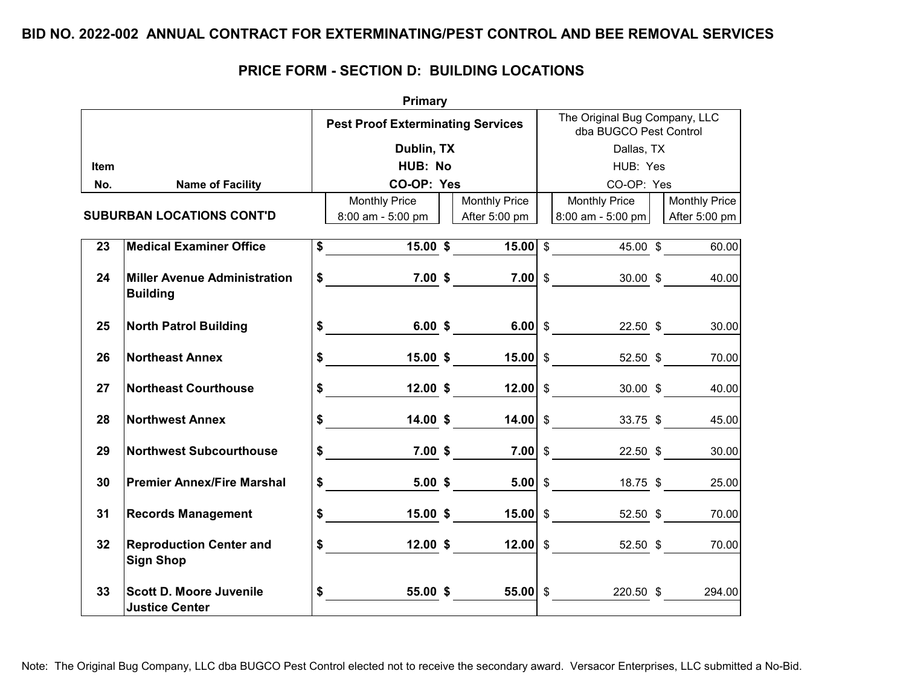# BID NO. 2022-002 ANNUAL CONTRACT FOR EXTERMINATING/PEST CONTROL AND BEE REMOVAL SERVICES

## PRICE FORM - SECTION D: BUILDING LOCATIONS

| | | Primary | | | |
|---|---|---|---|---|---|
| | | **Pest Proof Exterminating Services** | | The Original Bug Company, LLC dba BUGCO Pest Control | |
| | | **Dublin, TX** | | Dallas, TX | |
| **Item** | | **HUB: No** | | HUB: Yes | |
| **No.** | **Name of Facility** | **CO-OP: Yes** | | CO-OP: Yes | |
| | **SUBURBAN LOCATIONS CONT'D** | Monthly Price 8:00 am - 5:00 pm | Monthly Price After 5:00 pm | Monthly Price 8:00 am - 5:00 pm | Monthly Price After 5:00 pm |
| 23 | **Medical Examiner Office** | **$ 15.00** | **$ 15.00** | $ 45.00 | $ 60.00 |
| 24 | **Miller Avenue Administration Building** | **$ 7.00** | **$ 7.00** | $ 30.00 | $ 40.00 |
| 25 | **North Patrol Building** | **$ 6.00** | **$ 6.00** | $ 22.50 | $ 30.00 |
| 26 | **Northeast Annex** | **$ 15.00** | **$ 15.00** | $ 52.50 | $ 70.00 |
| 27 | **Northeast Courthouse** | **$ 12.00** | **$ 12.00** | $ 30.00 | $ 40.00 |
| 28 | **Northwest Annex** | **$ 14.00** | **$ 14.00** | $ 33.75 | $ 45.00 |
| 29 | **Northwest Subcourthouse** | **$ 7.00** | **$ 7.00** | $ 22.50 | $ 30.00 |
| 30 | **Premier Annex/Fire Marshal** | **$ 5.00** | **$ 5.00** | $ 18.75 | $ 25.00 |
| 31 | **Records Management** | **$ 15.00** | **$ 15.00** | $ 52.50 | $ 70.00 |
| 32 | **Reproduction Center and Sign Shop** | **$ 12.00** | **$ 12.00** | $ 52.50 | $ 70.00 |
| 33 | **Scott D. Moore Juvenile Justice Center** | **$ 55.00** | **$ 55.00** | $ 220.50 | $ 294.00 |

Note: The Original Bug Company, LLC dba BUGCO Pest Control elected not to receive the secondary award. Versacor Enterprises, LLC submitted a No-Bid.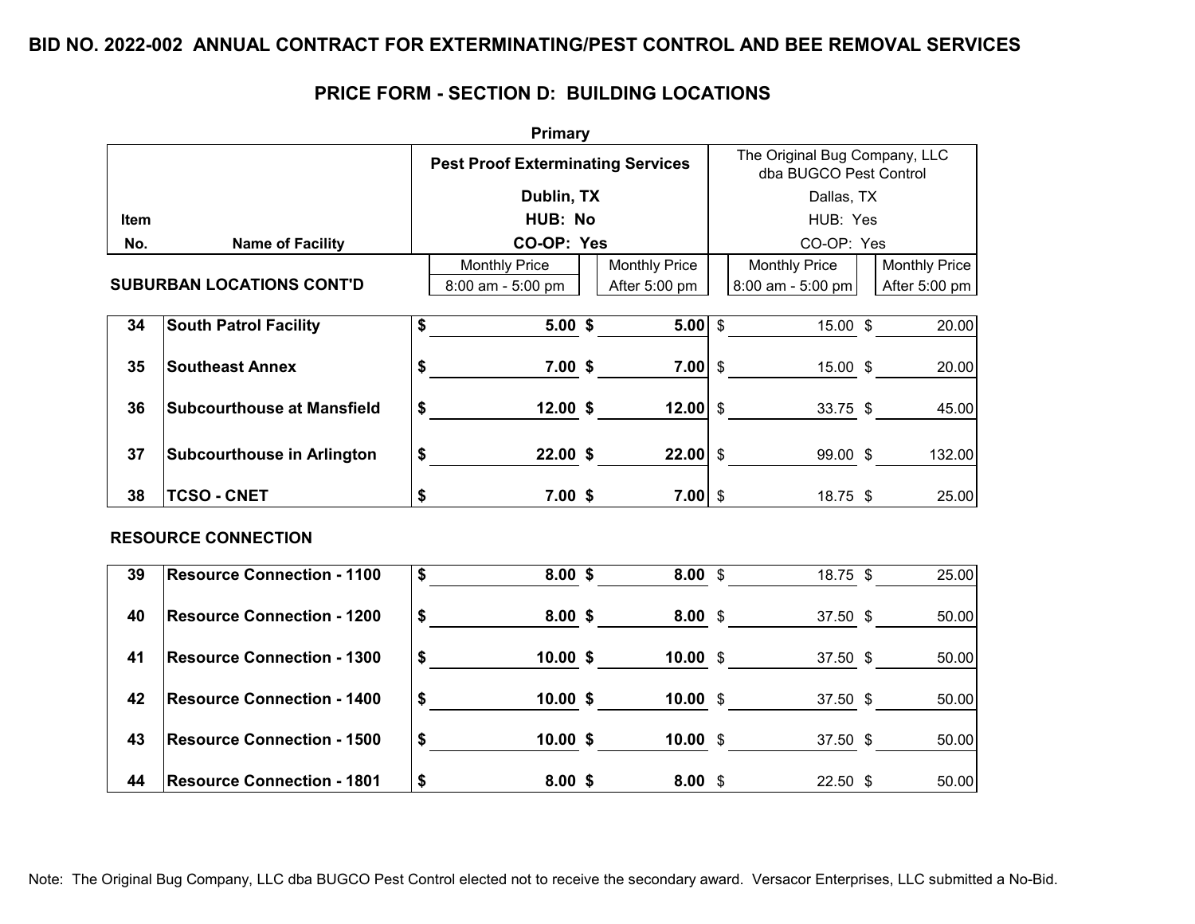# BID NO. 2022-002 ANNUAL CONTRACT FOR EXTERMINATING/PEST CONTROL AND BEE REMOVAL SERVICES

## PRICE FORM - SECTION D: BUILDING LOCATIONS

| | | Primary | | | |
|---|---|---|---|---|---|
| | | **Pest Proof Exterminating Services** | | The Original Bug Company, LLC dba BUGCO Pest Control | |
| | | **Dublin, TX** | | Dallas, TX | |
| **Item** | | **HUB: No** | | HUB: Yes | |
| **No.** | **Name of Facility** | **CO-OP: Yes** | | CO-OP: Yes | |
| | **SUBURBAN LOCATIONS CONT'D** | Monthly Price 8:00 am - 5:00 pm | Monthly Price After 5:00 pm | Monthly Price 8:00 am - 5:00 pm | Monthly Price After 5:00 pm |
| **34** | **South Patrol Facility** | **$ 5.00** | **$ 5.00** | $ 15.00 | $ 20.00 |
| **35** | **Southeast Annex** | **$ 7.00** | **$ 7.00** | $ 15.00 | $ 20.00 |
| **36** | **Subcourthouse at Mansfield** | **$ 12.00** | **$ 12.00** | $ 33.75 | $ 45.00 |
| **37** | **Subcourthouse in Arlington** | **$ 22.00** | **$ 22.00** | $ 99.00 | $ 132.00 |
| **38** | **TCSO - CNET** | **$ 7.00** | **$ 7.00** | $ 18.75 | $ 25.00 |
| | **RESOURCE CONNECTION** | | | | |
| **39** | **Resource Connection - 1100** | **$ 8.00** | **$ 8.00** | $ 18.75 | $ 25.00 |
| **40** | **Resource Connection - 1200** | **$ 8.00** | **$ 8.00** | $ 37.50 | $ 50.00 |
| **41** | **Resource Connection - 1300** | **$ 10.00** | **$ 10.00** | $ 37.50 | $ 50.00 |
| **42** | **Resource Connection - 1400** | **$ 10.00** | **$ 10.00** | $ 37.50 | $ 50.00 |
| **43** | **Resource Connection - 1500** | **$ 10.00** | **$ 10.00** | $ 37.50 | $ 50.00 |
| **44** | **Resource Connection - 1801** | **$ 8.00** | **$ 8.00** | $ 22.50 | $ 50.00 |

Note: The Original Bug Company, LLC dba BUGCO Pest Control elected not to receive the secondary award. Versacor Enterprises, LLC submitted a No-Bid.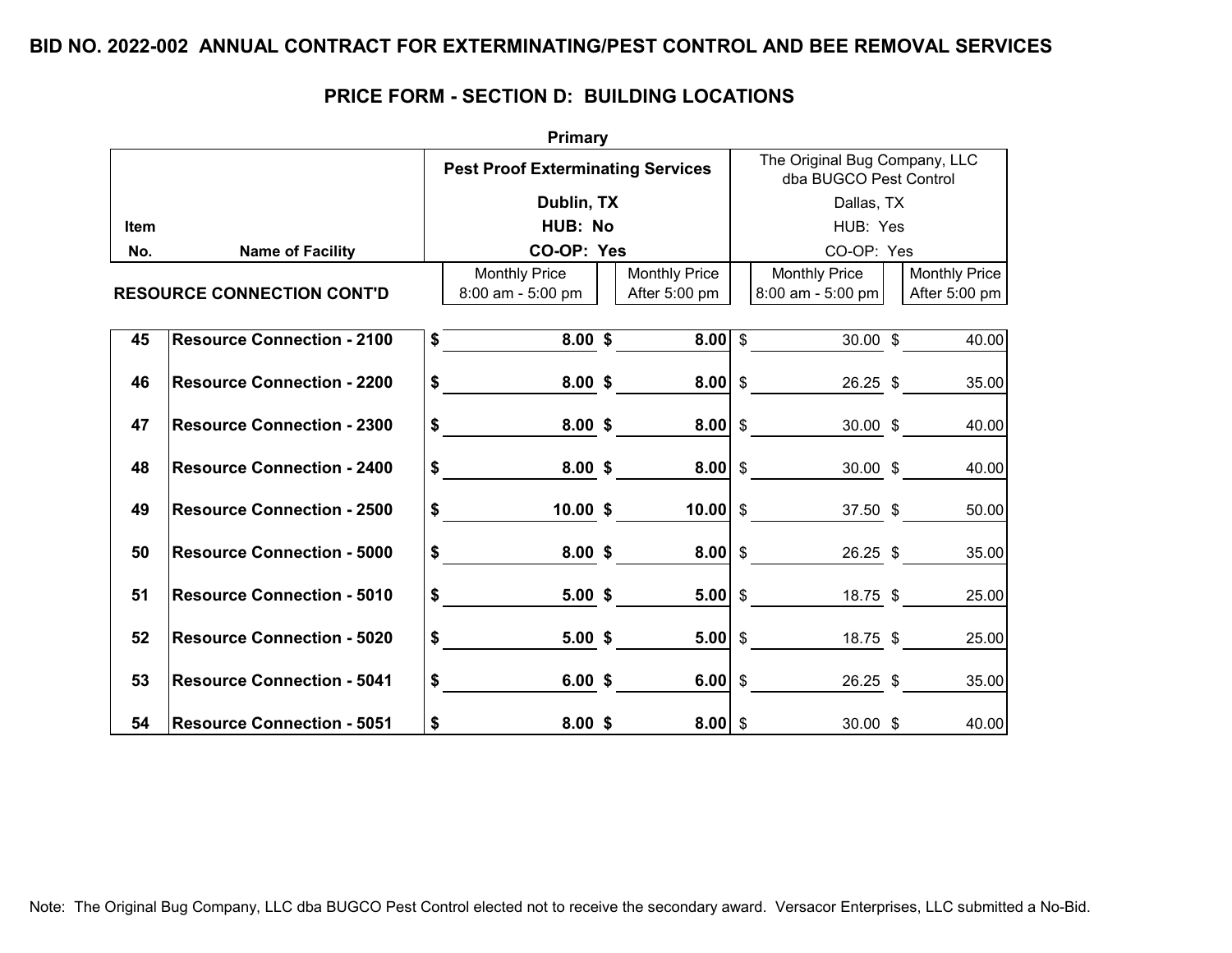# BID NO. 2022-002 ANNUAL CONTRACT FOR EXTERMINATING/PEST CONTROL AND BEE REMOVAL SERVICES

## PRICE FORM - SECTION D: BUILDING LOCATIONS

| | | Primary | | | |
|---|---|---|---|---|---|
| | | **Pest Proof Exterminating Services** | | The Original Bug Company, LLC dba BUGCO Pest Control | |
| | | **Dublin, TX** | | Dallas, TX | |
| **Item** | | **HUB: No** | | HUB: Yes | |
| **No.** | **Name of Facility** | **CO-OP: Yes** | | CO-OP: Yes | |
| | **RESOURCE CONNECTION CONT'D** | Monthly Price 8:00 am - 5:00 pm | Monthly Price After 5:00 pm | Monthly Price 8:00 am - 5:00 pm | Monthly Price After 5:00 pm |
| **45** | **Resource Connection - 2100** | **$ 8.00** | **$ 8.00** | $ 30.00 | $ 40.00 |
| **46** | **Resource Connection - 2200** | **$ 8.00** | **$ 8.00** | $ 26.25 | $ 35.00 |
| **47** | **Resource Connection - 2300** | **$ 8.00** | **$ 8.00** | $ 30.00 | $ 40.00 |
| **48** | **Resource Connection - 2400** | **$ 8.00** | **$ 8.00** | $ 30.00 | $ 40.00 |
| **49** | **Resource Connection - 2500** | **$ 10.00** | **$ 10.00** | $ 37.50 | $ 50.00 |
| **50** | **Resource Connection - 5000** | **$ 8.00** | **$ 8.00** | $ 26.25 | $ 35.00 |
| **51** | **Resource Connection - 5010** | **$ 5.00** | **$ 5.00** | $ 18.75 | $ 25.00 |
| **52** | **Resource Connection - 5020** | **$ 5.00** | **$ 5.00** | $ 18.75 | $ 25.00 |
| **53** | **Resource Connection - 5041** | **$ 6.00** | **$ 6.00** | $ 26.25 | $ 35.00 |
| **54** | **Resource Connection - 5051** | **$ 8.00** | **$ 8.00** | $ 30.00 | $ 40.00 |

Note: The Original Bug Company, LLC dba BUGCO Pest Control elected not to receive the secondary award. Versacor Enterprises, LLC submitted a No-Bid.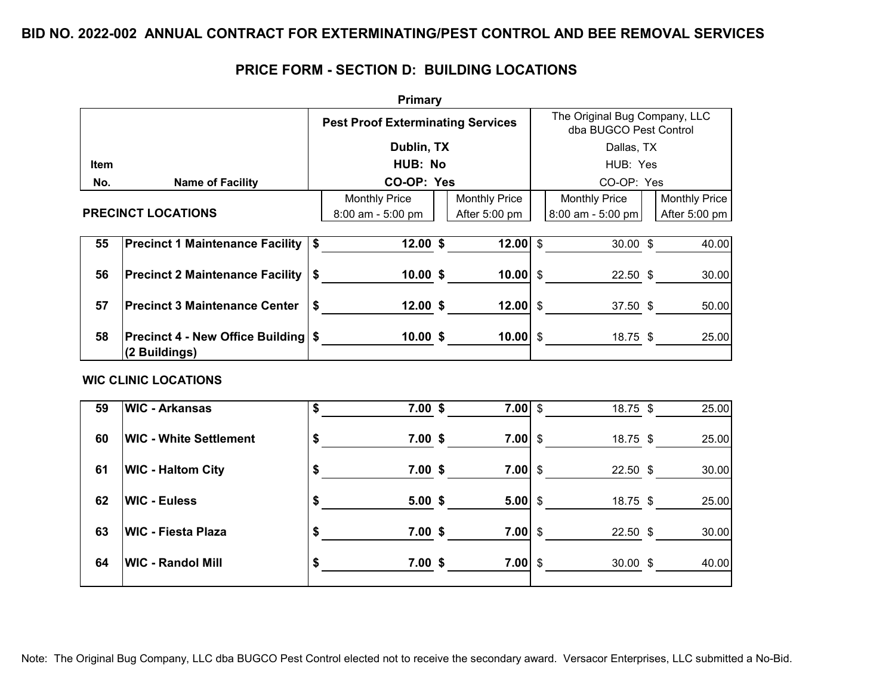# BID NO. 2022-002 ANNUAL CONTRACT FOR EXTERMINATING/PEST CONTROL AND BEE REMOVAL SERVICES

## PRICE FORM - SECTION D: BUILDING LOCATIONS

| Item No. | Name of Facility | Primary: Pest Proof Exterminating Services, Dublin, TX, HUB: No, CO-OP: Yes | | The Original Bug Company, LLC dba BUGCO Pest Control, Dallas, TX, HUB: Yes, CO-OP: Yes | |
|---|---|---|---|---|---|
| | | Monthly Price 8:00 am - 5:00 pm | Monthly Price After 5:00 pm | Monthly Price 8:00 am - 5:00 pm | Monthly Price After 5:00 pm |
| | **PRECINCT LOCATIONS** | | | | |
| 55 | Precinct 1 Maintenance Facility | $ 12.00 | $ 12.00 | $ 30.00 | $ 40.00 |
| 56 | Precinct 2 Maintenance Facility | $ 10.00 | $ 10.00 | $ 22.50 | $ 30.00 |
| 57 | Precinct 3 Maintenance Center | $ 12.00 | $ 12.00 | $ 37.50 | $ 50.00 |
| 58 | Precinct 4 - New Office Building (2 Buildings) | $ 10.00 | $ 10.00 | $ 18.75 | $ 25.00 |
| | **WIC CLINIC LOCATIONS** | | | | |
| 59 | WIC - Arkansas | $ 7.00 | $ 7.00 | $ 18.75 | $ 25.00 |
| 60 | WIC - White Settlement | $ 7.00 | $ 7.00 | $ 18.75 | $ 25.00 |
| 61 | WIC - Haltom City | $ 7.00 | $ 7.00 | $ 22.50 | $ 30.00 |
| 62 | WIC - Euless | $ 5.00 | $ 5.00 | $ 18.75 | $ 25.00 |
| 63 | WIC - Fiesta Plaza | $ 7.00 | $ 7.00 | $ 22.50 | $ 30.00 |
| 64 | WIC - Randol Mill | $ 7.00 | $ 7.00 | $ 30.00 | $ 40.00 |

Note: The Original Bug Company, LLC dba BUGCO Pest Control elected not to receive the secondary award. Versacor Enterprises, LLC submitted a No-Bid.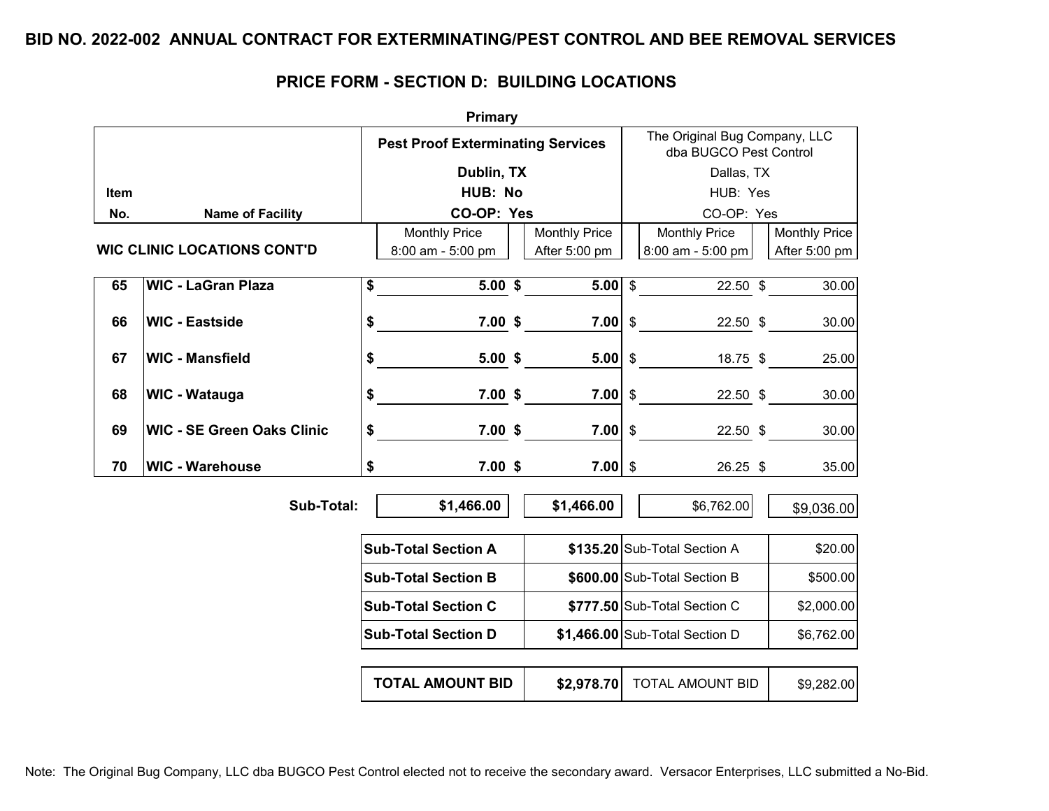# BID NO. 2022-002 ANNUAL CONTRACT FOR EXTERMINATING/PEST CONTROL AND BEE REMOVAL SERVICES

## PRICE FORM - SECTION D: BUILDING LOCATIONS

| | | Primary | | | |
|---|---|---|---|---|---|
| | | **Pest Proof Exterminating Services** | | The Original Bug Company, LLC dba BUGCO Pest Control | |
| | | **Dublin, TX** | | Dallas, TX | |
| **Item** | | **HUB: No** | | HUB: Yes | |
| **No.** | **Name of Facility** | **CO-OP: Yes** | | CO-OP: Yes | |
| | **WIC CLINIC LOCATIONS CONT'D** | Monthly Price 8:00 am - 5:00 pm | Monthly Price After 5:00 pm | Monthly Price 8:00 am - 5:00 pm | Monthly Price After 5:00 pm |
| **65** | **WIC - LaGran Plaza** | **$ 5.00** | **$ 5.00** | $ 22.50 | $ 30.00 |
| **66** | **WIC - Eastside** | **$ 7.00** | **$ 7.00** | $ 22.50 | $ 30.00 |
| **67** | **WIC - Mansfield** | **$ 5.00** | **$ 5.00** | $ 18.75 | $ 25.00 |
| **68** | **WIC - Watauga** | **$ 7.00** | **$ 7.00** | $ 22.50 | $ 30.00 |
| **69** | **WIC - SE Green Oaks Clinic** | **$ 7.00** | **$ 7.00** | $ 22.50 | $ 30.00 |
| **70** | **WIC - Warehouse** | **$ 7.00** | **$ 7.00** | $ 26.25 | $ 35.00 |
| | **Sub-Total:** | **$1,466.00** | **$1,466.00** | $6,762.00 | $9,036.00 |

| | | | |
|---|---|---|---|
| **Sub-Total Section A** | **$135.20** | Sub-Total Section A | $20.00 |
| **Sub-Total Section B** | **$600.00** | Sub-Total Section B | $500.00 |
| **Sub-Total Section C** | **$777.50** | Sub-Total Section C | $2,000.00 |
| **Sub-Total Section D** | **$1,466.00** | Sub-Total Section D | $6,762.00 |
| **TOTAL AMOUNT BID** | **$2,978.70** | TOTAL AMOUNT BID | $9,282.00 |

Note: The Original Bug Company, LLC dba BUGCO Pest Control elected not to receive the secondary award. Versacor Enterprises, LLC submitted a No-Bid.